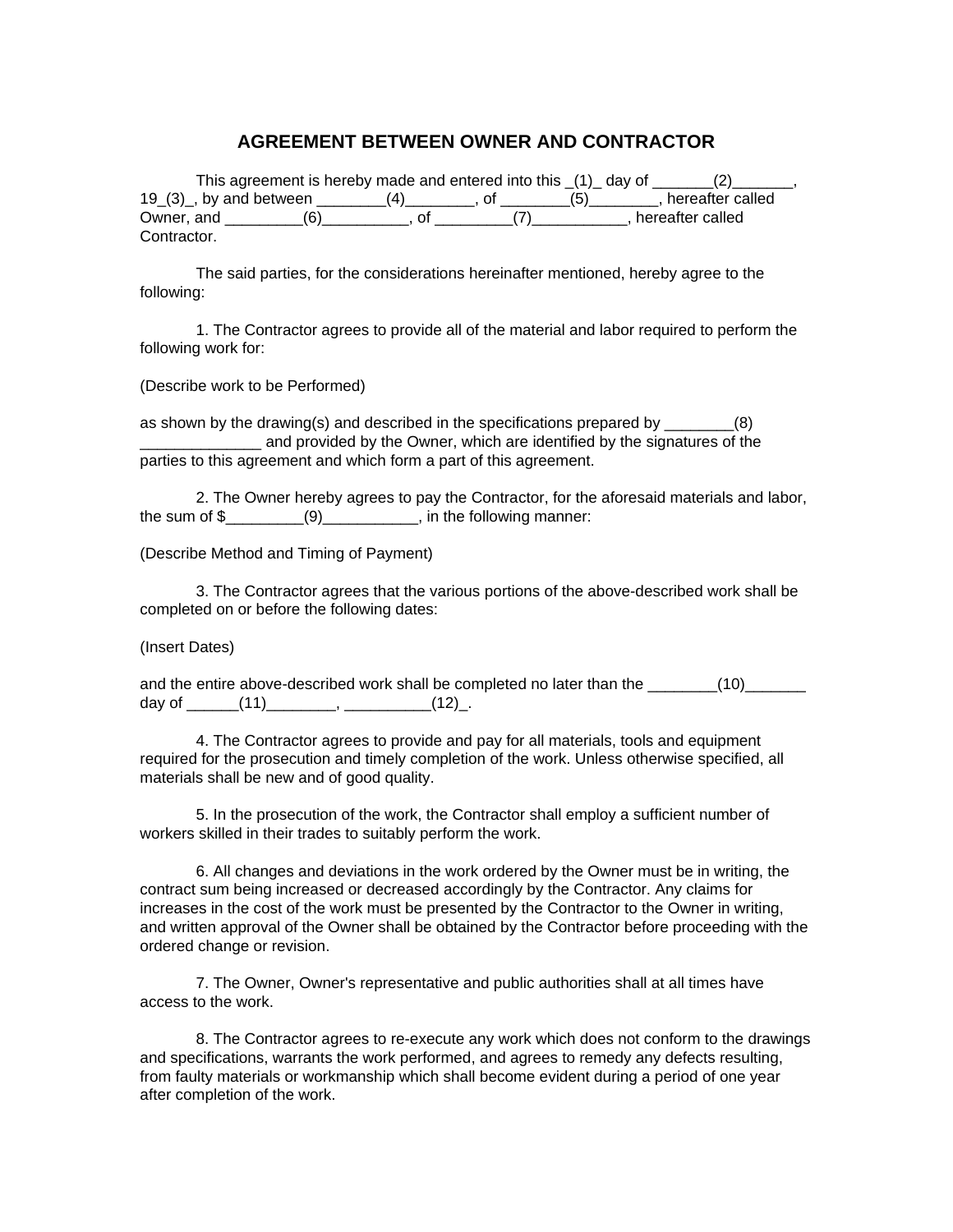# AGREEMENT BETWEEN OWNER AND CONTRACTOR

This agreement is hereby made and entered into this _(1)_ day of _______(2)_______, 19_(3)_, by and between ________(4)________, of ________(5)________, hereafter called Owner, and _________(6)__________, of _________(7)___________, hereafter called Contractor.

The said parties, for the considerations hereinafter mentioned, hereby agree to the following:

1. The Contractor agrees to provide all of the material and labor required to perform the following work for:

(Describe work to be Performed)

as shown by the drawing(s) and described in the specifications prepared by ________(8) ______________ and provided by the Owner, which are identified by the signatures of the parties to this agreement and which form a part of this agreement.

2. The Owner hereby agrees to pay the Contractor, for the aforesaid materials and labor, the sum of $_________(9)___________, in the following manner:

(Describe Method and Timing of Payment)

3. The Contractor agrees that the various portions of the above-described work shall be completed on or before the following dates:

(Insert Dates)

and the entire above-described work shall be completed no later than the ________(10)_______ day of ______(11)________, __________(12)_.

4. The Contractor agrees to provide and pay for all materials, tools and equipment required for the prosecution and timely completion of the work. Unless otherwise specified, all materials shall be new and of good quality.

5. In the prosecution of the work, the Contractor shall employ a sufficient number of workers skilled in their trades to suitably perform the work.

6. All changes and deviations in the work ordered by the Owner must be in writing, the contract sum being increased or decreased accordingly by the Contractor. Any claims for increases in the cost of the work must be presented by the Contractor to the Owner in writing, and written approval of the Owner shall be obtained by the Contractor before proceeding with the ordered change or revision.

7. The Owner, Owner's representative and public authorities shall at all times have access to the work.

8. The Contractor agrees to re-execute any work which does not conform to the drawings and specifications, warrants the work performed, and agrees to remedy any defects resulting, from faulty materials or workmanship which shall become evident during a period of one year after completion of the work.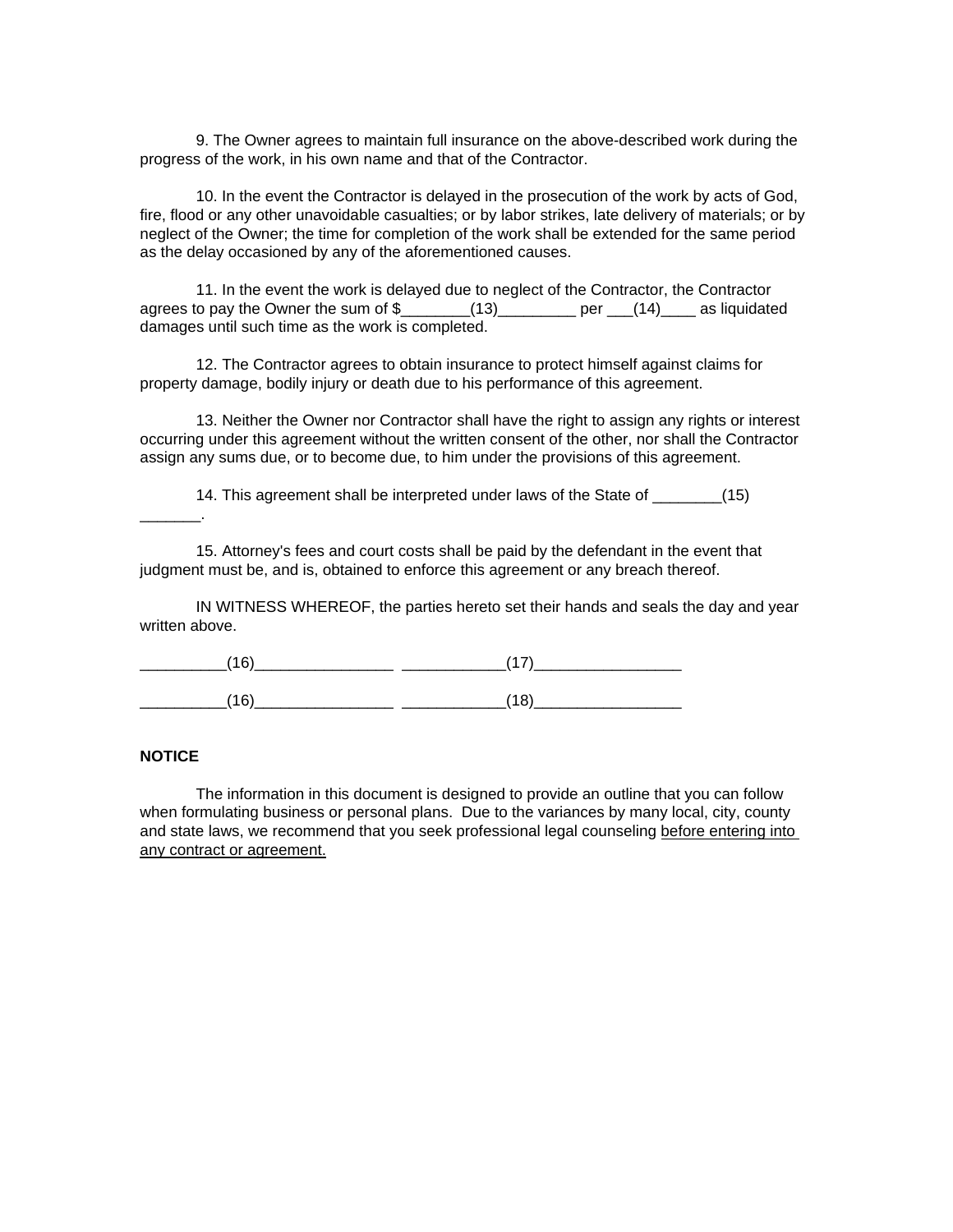9. The Owner agrees to maintain full insurance on the above-described work during the progress of the work, in his own name and that of the Contractor.

10. In the event the Contractor is delayed in the prosecution of the work by acts of God, fire, flood or any other unavoidable casualties; or by labor strikes, late delivery of materials; or by neglect of the Owner; the time for completion of the work shall be extended for the same period as the delay occasioned by any of the aforementioned causes.

11. In the event the work is delayed due to neglect of the Contractor, the Contractor agrees to pay the Owner the sum of $________(13)_________ per ___(14)____ as liquidated damages until such time as the work is completed.

12. The Contractor agrees to obtain insurance to protect himself against claims for property damage, bodily injury or death due to his performance of this agreement.

13. Neither the Owner nor Contractor shall have the right to assign any rights or interest occurring under this agreement without the written consent of the other, nor shall the Contractor assign any sums due, or to become due, to him under the provisions of this agreement.

14. This agreement shall be interpreted under laws of the State of ________(15) _______.

15. Attorney's fees and court costs shall be paid by the defendant in the event that judgment must be, and is, obtained to enforce this agreement or any breach thereof.

IN WITNESS WHEREOF, the parties hereto set their hands and seals the day and year written above.

__________(16)________________ ____________(17)_________________

__________(16)________________ ____________(18)_________________

**NOTICE**

The information in this document is designed to provide an outline that you can follow when formulating business or personal plans. Due to the variances by many local, city, county and state laws, we recommend that you seek professional legal counseling <u>before entering into any contract or agreement.</u>